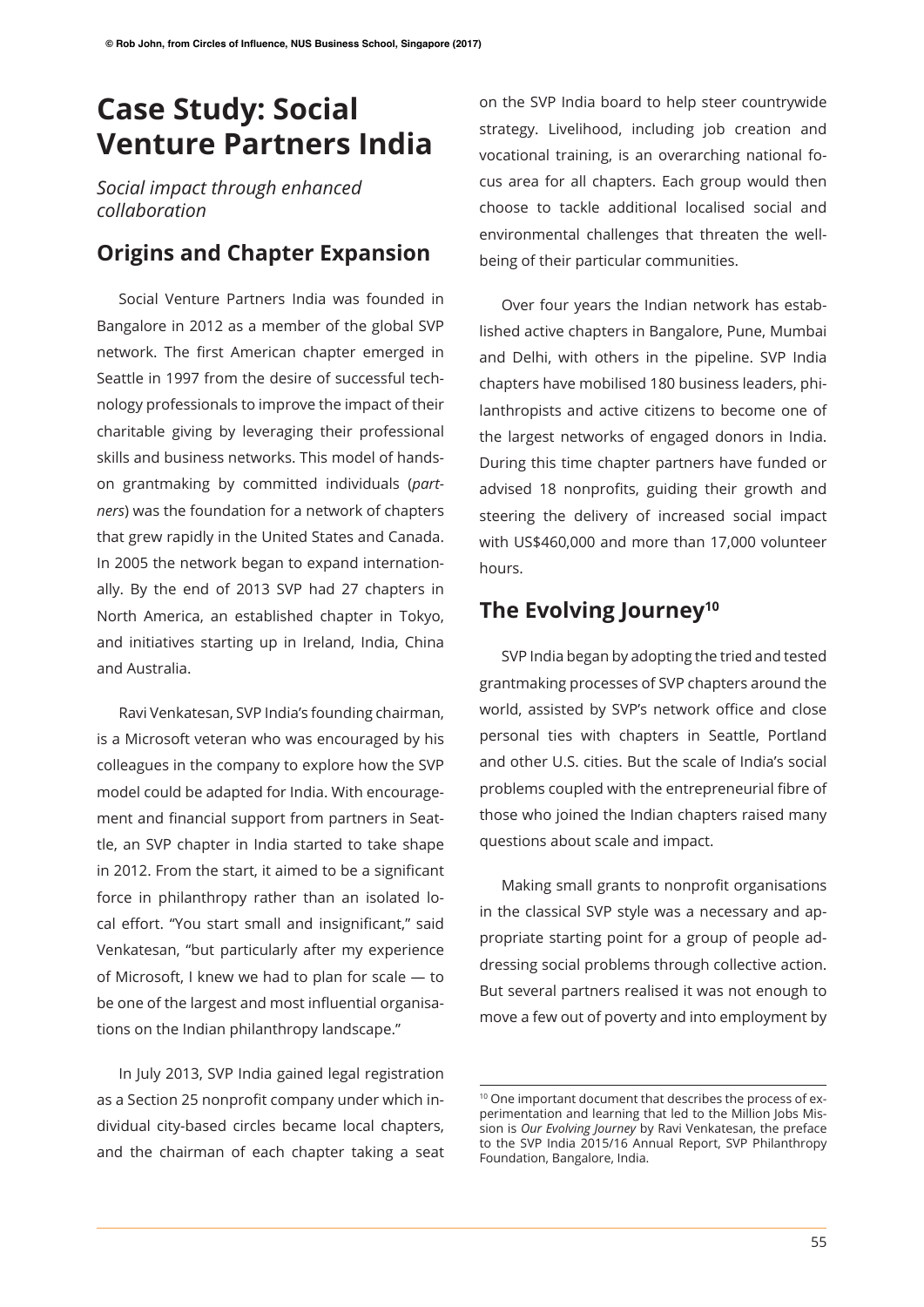# Case Study: Social Venture Partners India

*Social impact through enhanced collaboration*

## Origins and Chapter Expansion

Social Venture Partners India was founded in Bangalore in 2012 as a member of the global SVP network. The first American chapter emerged in Seattle in 1997 from the desire of successful technology professionals to improve the impact of their charitable giving by leveraging their professional skills and business networks. This model of hands-on grantmaking by committed individuals (*partners*) was the foundation for a network of chapters that grew rapidly in the United States and Canada. In 2005 the network began to expand internationally. By the end of 2013 SVP had 27 chapters in North America, an established chapter in Tokyo, and initiatives starting up in Ireland, India, China and Australia.

Ravi Venkatesan, SVP India's founding chairman, is a Microsoft veteran who was encouraged by his colleagues in the company to explore how the SVP model could be adapted for India. With encouragement and financial support from partners in Seattle, an SVP chapter in India started to take shape in 2012. From the start, it aimed to be a significant force in philanthropy rather than an isolated local effort. "You start small and insignificant," said Venkatesan, "but particularly after my experience of Microsoft, I knew we had to plan for scale — to be one of the largest and most influential organisations on the Indian philanthropy landscape."

In July 2013, SVP India gained legal registration as a Section 25 nonprofit company under which individual city-based circles became local chapters, and the chairman of each chapter taking a seat on the SVP India board to help steer countrywide strategy. Livelihood, including job creation and vocational training, is an overarching national focus area for all chapters. Each group would then choose to tackle additional localised social and environmental challenges that threaten the well-being of their particular communities.

Over four years the Indian network has established active chapters in Bangalore, Pune, Mumbai and Delhi, with others in the pipeline. SVP India chapters have mobilised 180 business leaders, philanthropists and active citizens to become one of the largest networks of engaged donors in India. During this time chapter partners have funded or advised 18 nonprofits, guiding their growth and steering the delivery of increased social impact with US$460,000 and more than 17,000 volunteer hours.

## The Evolving Journey[10]

SVP India began by adopting the tried and tested grantmaking processes of SVP chapters around the world, assisted by SVP's network office and close personal ties with chapters in Seattle, Portland and other U.S. cities. But the scale of India's social problems coupled with the entrepreneurial fibre of those who joined the Indian chapters raised many questions about scale and impact.

Making small grants to nonprofit organisations in the classical SVP style was a necessary and appropriate starting point for a group of people addressing social problems through collective action. But several partners realised it was not enough to move a few out of poverty and into employment by

[10] One important document that describes the process of experimentation and learning that led to the Million Jobs Mission is *Our Evolving Journey* by Ravi Venkatesan, the preface to the SVP India 2015/16 Annual Report, SVP Philanthropy Foundation, Bangalore, India.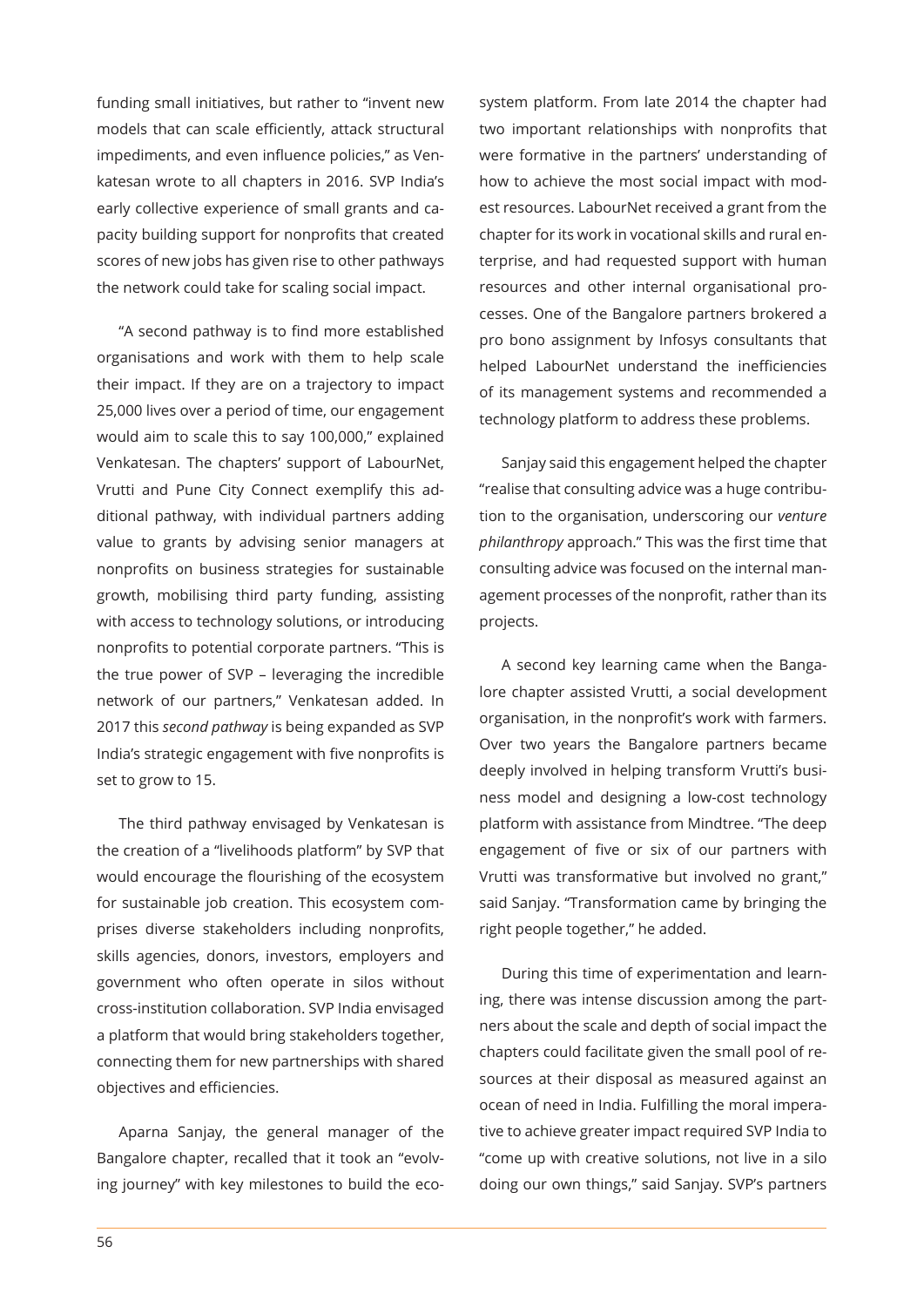funding small initiatives, but rather to "invent new models that can scale efficiently, attack structural impediments, and even influence policies," as Venkatesan wrote to all chapters in 2016. SVP India's early collective experience of small grants and capacity building support for nonprofits that created scores of new jobs has given rise to other pathways the network could take for scaling social impact.

"A second pathway is to find more established organisations and work with them to help scale their impact. If they are on a trajectory to impact 25,000 lives over a period of time, our engagement would aim to scale this to say 100,000," explained Venkatesan. The chapters' support of LabourNet, Vrutti and Pune City Connect exemplify this additional pathway, with individual partners adding value to grants by advising senior managers at nonprofits on business strategies for sustainable growth, mobilising third party funding, assisting with access to technology solutions, or introducing nonprofits to potential corporate partners. "This is the true power of SVP – leveraging the incredible network of our partners," Venkatesan added. In 2017 this *second pathway* is being expanded as SVP India's strategic engagement with five nonprofits is set to grow to 15.

The third pathway envisaged by Venkatesan is the creation of a "livelihoods platform" by SVP that would encourage the flourishing of the ecosystem for sustainable job creation. This ecosystem comprises diverse stakeholders including nonprofits, skills agencies, donors, investors, employers and government who often operate in silos without cross-institution collaboration. SVP India envisaged a platform that would bring stakeholders together, connecting them for new partnerships with shared objectives and efficiencies.

Aparna Sanjay, the general manager of the Bangalore chapter, recalled that it took an "evolving journey" with key milestones to build the ecosystem platform. From late 2014 the chapter had two important relationships with nonprofits that were formative in the partners' understanding of how to achieve the most social impact with modest resources. LabourNet received a grant from the chapter for its work in vocational skills and rural enterprise, and had requested support with human resources and other internal organisational processes. One of the Bangalore partners brokered a pro bono assignment by Infosys consultants that helped LabourNet understand the inefficiencies of its management systems and recommended a technology platform to address these problems.

Sanjay said this engagement helped the chapter "realise that consulting advice was a huge contribution to the organisation, underscoring our *venture philanthropy* approach." This was the first time that consulting advice was focused on the internal management processes of the nonprofit, rather than its projects.

A second key learning came when the Bangalore chapter assisted Vrutti, a social development organisation, in the nonprofit's work with farmers. Over two years the Bangalore partners became deeply involved in helping transform Vrutti's business model and designing a low-cost technology platform with assistance from Mindtree. "The deep engagement of five or six of our partners with Vrutti was transformative but involved no grant," said Sanjay. "Transformation came by bringing the right people together," he added.

During this time of experimentation and learning, there was intense discussion among the partners about the scale and depth of social impact the chapters could facilitate given the small pool of resources at their disposal as measured against an ocean of need in India. Fulfilling the moral imperative to achieve greater impact required SVP India to "come up with creative solutions, not live in a silo doing our own things," said Sanjay. SVP's partners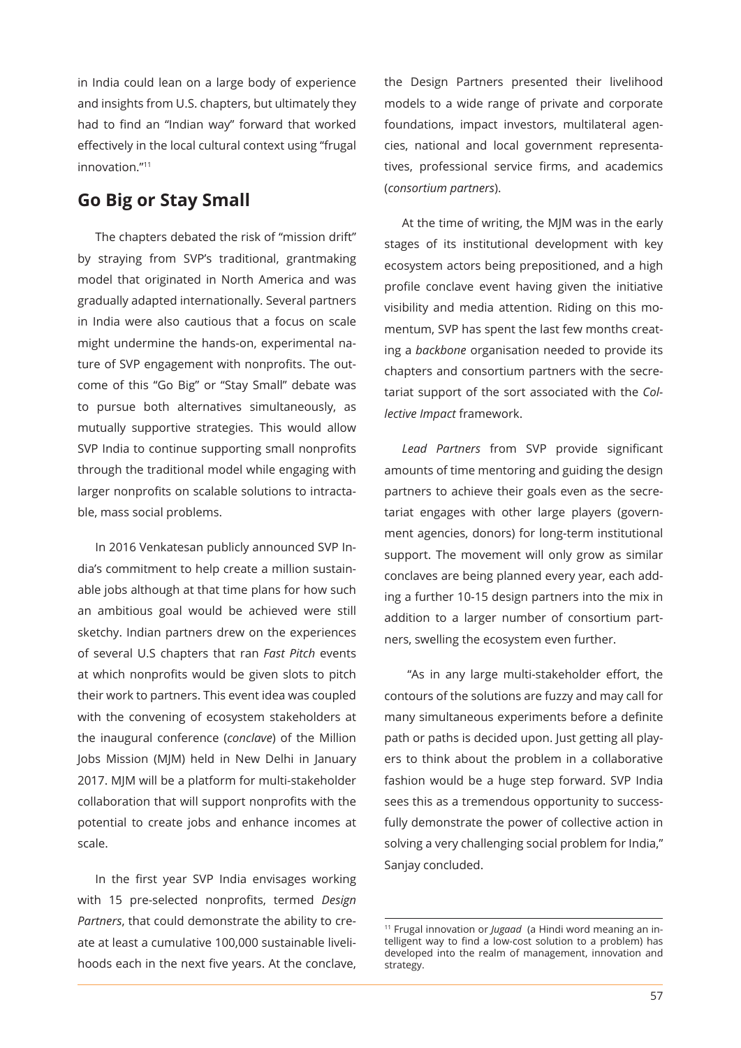in India could lean on a large body of experience and insights from U.S. chapters, but ultimately they had to find an "Indian way" forward that worked effectively in the local cultural context using "frugal innovation."[11]

## Go Big or Stay Small

The chapters debated the risk of "mission drift" by straying from SVP's traditional, grantmaking model that originated in North America and was gradually adapted internationally. Several partners in India were also cautious that a focus on scale might undermine the hands-on, experimental nature of SVP engagement with nonprofits. The outcome of this "Go Big" or "Stay Small" debate was to pursue both alternatives simultaneously, as mutually supportive strategies. This would allow SVP India to continue supporting small nonprofits through the traditional model while engaging with larger nonprofits on scalable solutions to intractable, mass social problems.

In 2016 Venkatesan publicly announced SVP India's commitment to help create a million sustainable jobs although at that time plans for how such an ambitious goal would be achieved were still sketchy. Indian partners drew on the experiences of several U.S chapters that ran *Fast Pitch* events at which nonprofits would be given slots to pitch their work to partners. This event idea was coupled with the convening of ecosystem stakeholders at the inaugural conference (*conclave*) of the Million Jobs Mission (MJM) held in New Delhi in January 2017. MJM will be a platform for multi-stakeholder collaboration that will support nonprofits with the potential to create jobs and enhance incomes at scale.

In the first year SVP India envisages working with 15 pre-selected nonprofits, termed *Design Partners*, that could demonstrate the ability to create at least a cumulative 100,000 sustainable livelihoods each in the next five years. At the conclave, the Design Partners presented their livelihood models to a wide range of private and corporate foundations, impact investors, multilateral agencies, national and local government representatives, professional service firms, and academics (*consortium partners*).

At the time of writing, the MJM was in the early stages of its institutional development with key ecosystem actors being prepositioned, and a high profile conclave event having given the initiative visibility and media attention. Riding on this momentum, SVP has spent the last few months creating a *backbone* organisation needed to provide its chapters and consortium partners with the secretariat support of the sort associated with the *Collective Impact* framework.

*Lead Partners* from SVP provide significant amounts of time mentoring and guiding the design partners to achieve their goals even as the secretariat engages with other large players (government agencies, donors) for long-term institutional support. The movement will only grow as similar conclaves are being planned every year, each adding a further 10-15 design partners into the mix in addition to a larger number of consortium partners, swelling the ecosystem even further.

"As in any large multi-stakeholder effort, the contours of the solutions are fuzzy and may call for many simultaneous experiments before a definite path or paths is decided upon. Just getting all players to think about the problem in a collaborative fashion would be a huge step forward. SVP India sees this as a tremendous opportunity to successfully demonstrate the power of collective action in solving a very challenging social problem for India," Sanjay concluded.

---

[11] Frugal innovation or *Jugaad* (a Hindi word meaning an intelligent way to find a low-cost solution to a problem) has developed into the realm of management, innovation and strategy.